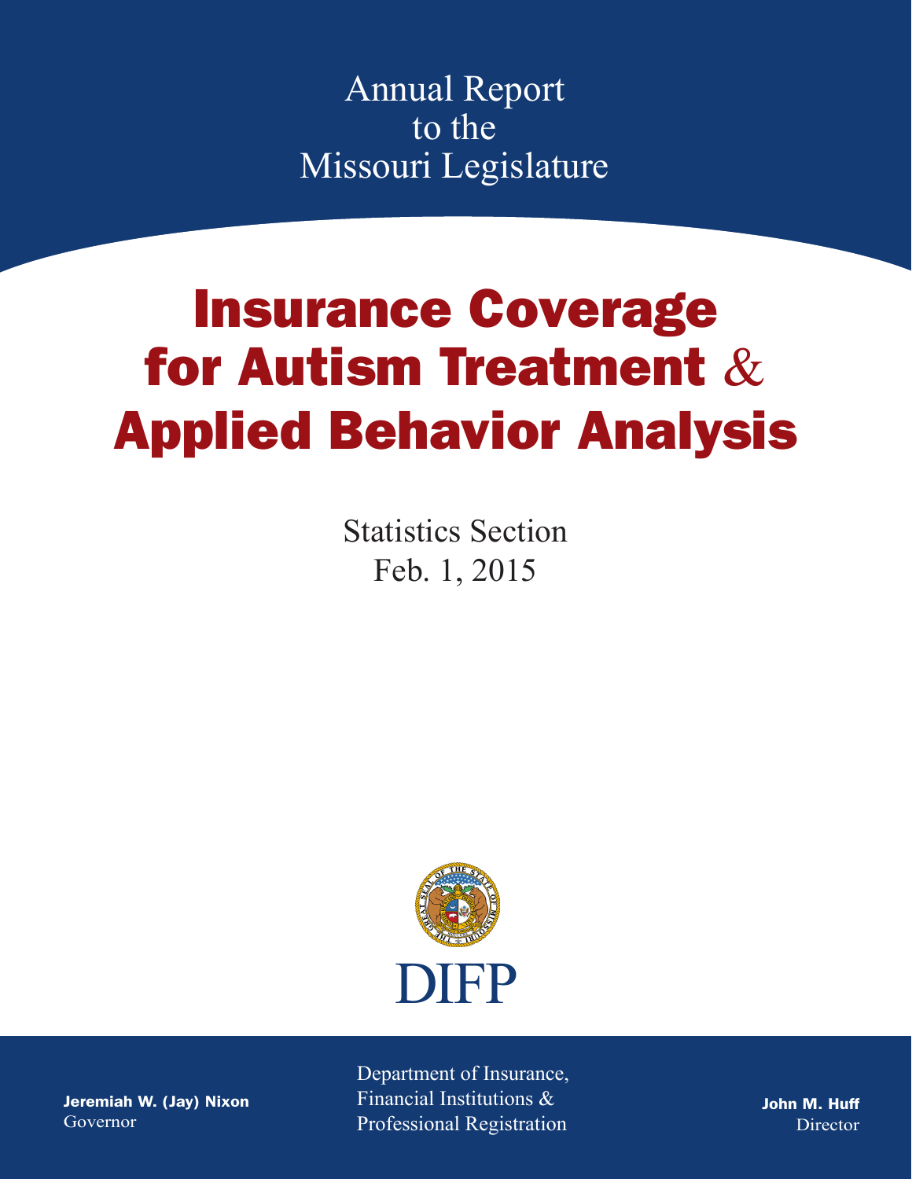Annual Report
to the
Missouri Legislature

# Insurance Coverage for Autism Treatment & Applied Behavior Analysis

Statistics Section
Feb. 1, 2015

DIFP

**Jeremiah W. (Jay) Nixon**
Governor

Department of Insurance,
Financial Institutions &
Professional Registration

**John M. Huff**
Director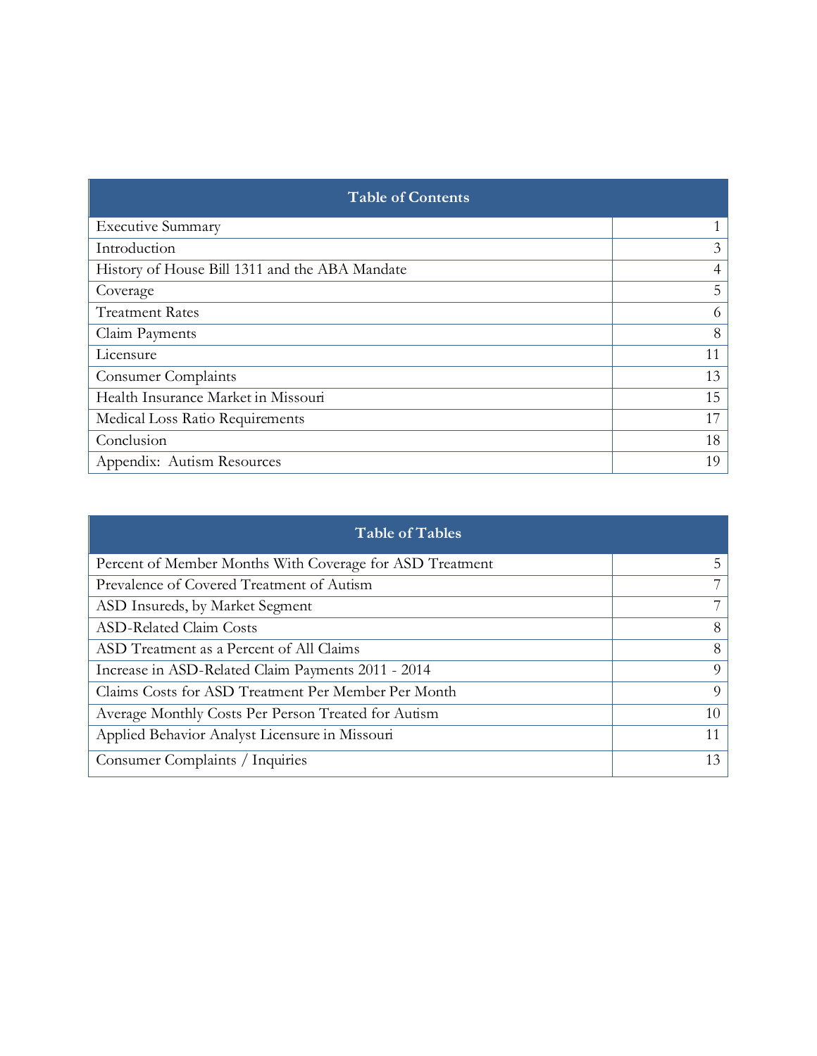| Table of Contents | |
|---|---|
| Executive Summary | 1 |
| Introduction | 3 |
| History of House Bill 1311 and the ABA Mandate | 4 |
| Coverage | 5 |
| Treatment Rates | 6 |
| Claim Payments | 8 |
| Licensure | 11 |
| Consumer Complaints | 13 |
| Health Insurance Market in Missouri | 15 |
| Medical Loss Ratio Requirements | 17 |
| Conclusion | 18 |
| Appendix: Autism Resources | 19 |

| Table of Tables | |
|---|---|
| Percent of Member Months With Coverage for ASD Treatment | 5 |
| Prevalence of Covered Treatment of Autism | 7 |
| ASD Insureds, by Market Segment | 7 |
| ASD-Related Claim Costs | 8 |
| ASD Treatment as a Percent of All Claims | 8 |
| Increase in ASD-Related Claim Payments 2011 - 2014 | 9 |
| Claims Costs for ASD Treatment Per Member Per Month | 9 |
| Average Monthly Costs Per Person Treated for Autism | 10 |
| Applied Behavior Analyst Licensure in Missouri | 11 |
| Consumer Complaints / Inquiries | 13 |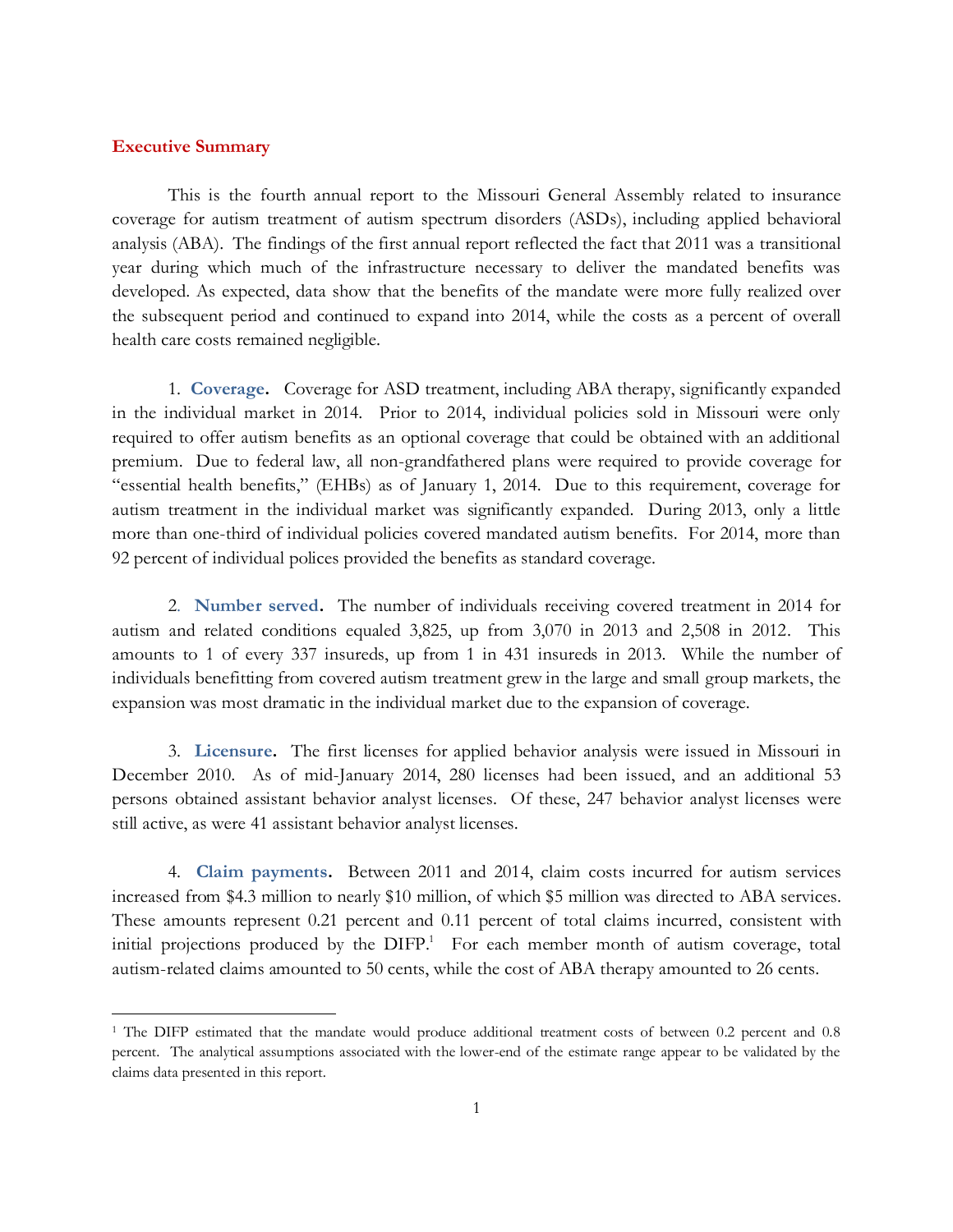## Executive Summary

This is the fourth annual report to the Missouri General Assembly related to insurance coverage for autism treatment of autism spectrum disorders (ASDs), including applied behavioral analysis (ABA). The findings of the first annual report reflected the fact that 2011 was a transitional year during which much of the infrastructure necessary to deliver the mandated benefits was developed. As expected, data show that the benefits of the mandate were more fully realized over the subsequent period and continued to expand into 2014, while the costs as a percent of overall health care costs remained negligible.

1. **Coverage.** Coverage for ASD treatment, including ABA therapy, significantly expanded in the individual market in 2014. Prior to 2014, individual policies sold in Missouri were only required to offer autism benefits as an optional coverage that could be obtained with an additional premium. Due to federal law, all non-grandfathered plans were required to provide coverage for "essential health benefits," (EHBs) as of January 1, 2014. Due to this requirement, coverage for autism treatment in the individual market was significantly expanded. During 2013, only a little more than one-third of individual policies covered mandated autism benefits. For 2014, more than 92 percent of individual polices provided the benefits as standard coverage.

2. **Number served.** The number of individuals receiving covered treatment in 2014 for autism and related conditions equaled 3,825, up from 3,070 in 2013 and 2,508 in 2012. This amounts to 1 of every 337 insureds, up from 1 in 431 insureds in 2013. While the number of individuals benefitting from covered autism treatment grew in the large and small group markets, the expansion was most dramatic in the individual market due to the expansion of coverage.

3. **Licensure.** The first licenses for applied behavior analysis were issued in Missouri in December 2010. As of mid-January 2014, 280 licenses had been issued, and an additional 53 persons obtained assistant behavior analyst licenses. Of these, 247 behavior analyst licenses were still active, as were 41 assistant behavior analyst licenses.

4. **Claim payments.** Between 2011 and 2014, claim costs incurred for autism services increased from $4.3 million to nearly $10 million, of which $5 million was directed to ABA services. These amounts represent 0.21 percent and 0.11 percent of total claims incurred, consistent with initial projections produced by the DIFP.[1] For each member month of autism coverage, total autism-related claims amounted to 50 cents, while the cost of ABA therapy amounted to 26 cents.

---

[1] The DIFP estimated that the mandate would produce additional treatment costs of between 0.2 percent and 0.8 percent. The analytical assumptions associated with the lower-end of the estimate range appear to be validated by the claims data presented in this report.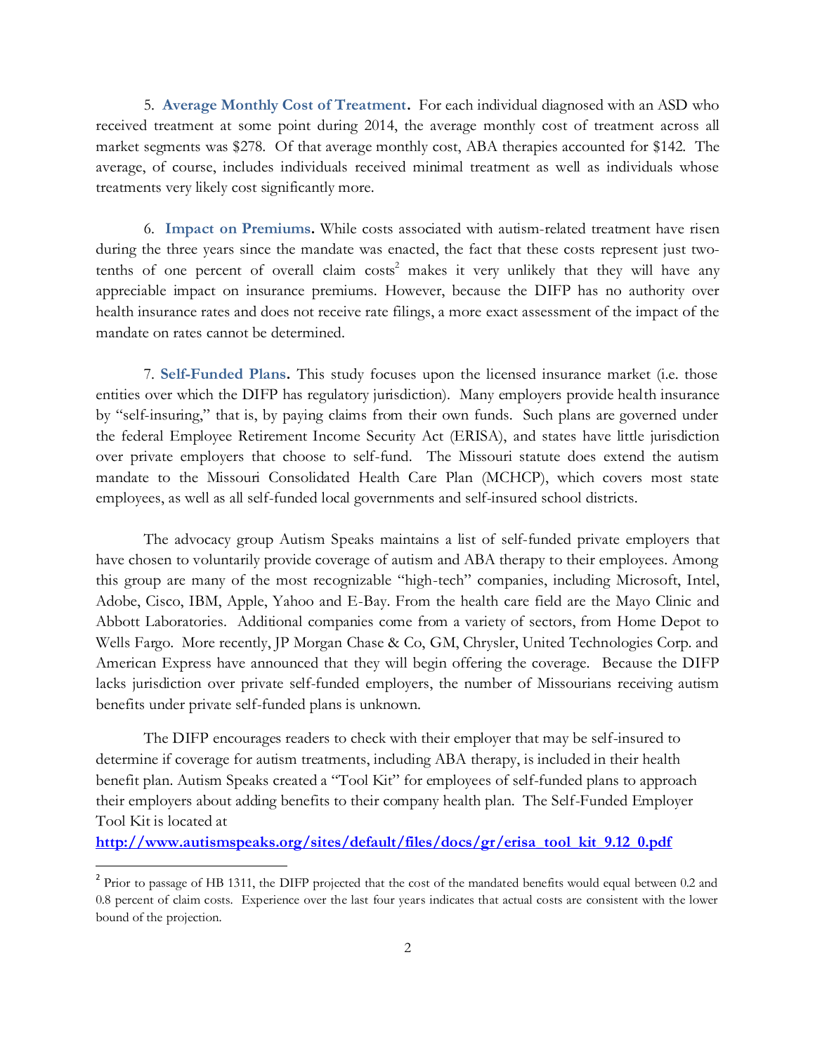5. **Average Monthly Cost of Treatment.** For each individual diagnosed with an ASD who received treatment at some point during 2014, the average monthly cost of treatment across all market segments was $278. Of that average monthly cost, ABA therapies accounted for $142. The average, of course, includes individuals received minimal treatment as well as individuals whose treatments very likely cost significantly more.

6. **Impact on Premiums.** While costs associated with autism-related treatment have risen during the three years since the mandate was enacted, the fact that these costs represent just two-tenths of one percent of overall claim costs[2] makes it very unlikely that they will have any appreciable impact on insurance premiums. However, because the DIFP has no authority over health insurance rates and does not receive rate filings, a more exact assessment of the impact of the mandate on rates cannot be determined.

7. **Self-Funded Plans.** This study focuses upon the licensed insurance market (i.e. those entities over which the DIFP has regulatory jurisdiction). Many employers provide health insurance by "self-insuring," that is, by paying claims from their own funds. Such plans are governed under the federal Employee Retirement Income Security Act (ERISA), and states have little jurisdiction over private employers that choose to self-fund. The Missouri statute does extend the autism mandate to the Missouri Consolidated Health Care Plan (MCHCP), which covers most state employees, as well as all self-funded local governments and self-insured school districts.

The advocacy group Autism Speaks maintains a list of self-funded private employers that have chosen to voluntarily provide coverage of autism and ABA therapy to their employees. Among this group are many of the most recognizable "high-tech" companies, including Microsoft, Intel, Adobe, Cisco, IBM, Apple, Yahoo and E-Bay. From the health care field are the Mayo Clinic and Abbott Laboratories. Additional companies come from a variety of sectors, from Home Depot to Wells Fargo. More recently, JP Morgan Chase & Co, GM, Chrysler, United Technologies Corp. and American Express have announced that they will begin offering the coverage. Because the DIFP lacks jurisdiction over private self-funded employers, the number of Missourians receiving autism benefits under private self-funded plans is unknown.

The DIFP encourages readers to check with their employer that may be self-insured to determine if coverage for autism treatments, including ABA therapy, is included in their health benefit plan. Autism Speaks created a "Tool Kit" for employees of self-funded plans to approach their employers about adding benefits to their company health plan. The Self-Funded Employer Tool Kit is located at
**http://www.autismspeaks.org/sites/default/files/docs/gr/erisa_tool_kit_9.12_0.pdf**

---

[2] Prior to passage of HB 1311, the DIFP projected that the cost of the mandated benefits would equal between 0.2 and 0.8 percent of claim costs. Experience over the last four years indicates that actual costs are consistent with the lower bound of the projection.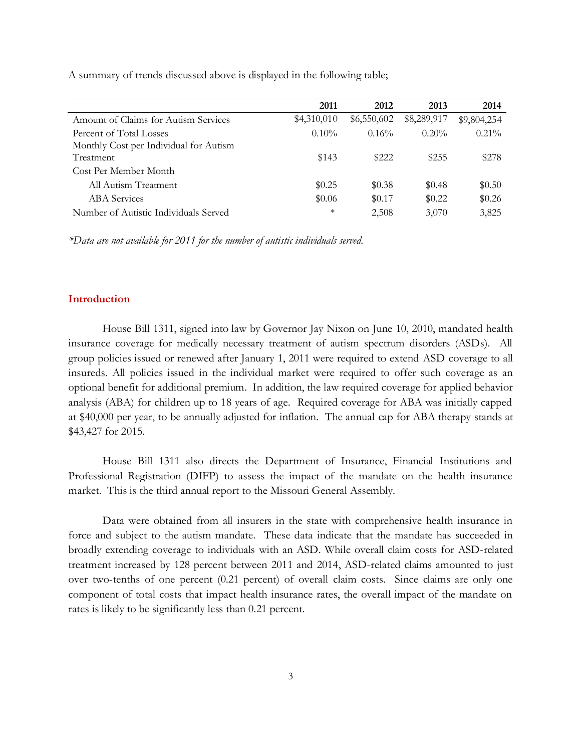A summary of trends discussed above is displayed in the following table;

| | 2011 | 2012 | 2013 | 2014 |
|---|---|---|---|---|
| Amount of Claims for Autism Services | $4,310,010 | $6,550,602 | $8,289,917 | $9,804,254 |
| Percent of Total Losses | 0.10% | 0.16% | 0.20% | 0.21% |
| Monthly Cost per Individual for Autism Treatment | $143 | $222 | $255 | $278 |
| Cost Per Member Month | | | | |
| All Autism Treatment | $0.25 | $0.38 | $0.48 | $0.50 |
| ABA Services | $0.06 | $0.17 | $0.22 | $0.26 |
| Number of Autistic Individuals Served | * | 2,508 | 3,070 | 3,825 |

*\*Data are not available for 2011 for the number of autistic individuals served.*

## Introduction

House Bill 1311, signed into law by Governor Jay Nixon on June 10, 2010, mandated health insurance coverage for medically necessary treatment of autism spectrum disorders (ASDs). All group policies issued or renewed after January 1, 2011 were required to extend ASD coverage to all insureds. All policies issued in the individual market were required to offer such coverage as an optional benefit for additional premium. In addition, the law required coverage for applied behavior analysis (ABA) for children up to 18 years of age. Required coverage for ABA was initially capped at $40,000 per year, to be annually adjusted for inflation. The annual cap for ABA therapy stands at $43,427 for 2015.

House Bill 1311 also directs the Department of Insurance, Financial Institutions and Professional Registration (DIFP) to assess the impact of the mandate on the health insurance market. This is the third annual report to the Missouri General Assembly.

Data were obtained from all insurers in the state with comprehensive health insurance in force and subject to the autism mandate. These data indicate that the mandate has succeeded in broadly extending coverage to individuals with an ASD. While overall claim costs for ASD-related treatment increased by 128 percent between 2011 and 2014, ASD-related claims amounted to just over two-tenths of one percent (0.21 percent) of overall claim costs. Since claims are only one component of total costs that impact health insurance rates, the overall impact of the mandate on rates is likely to be significantly less than 0.21 percent.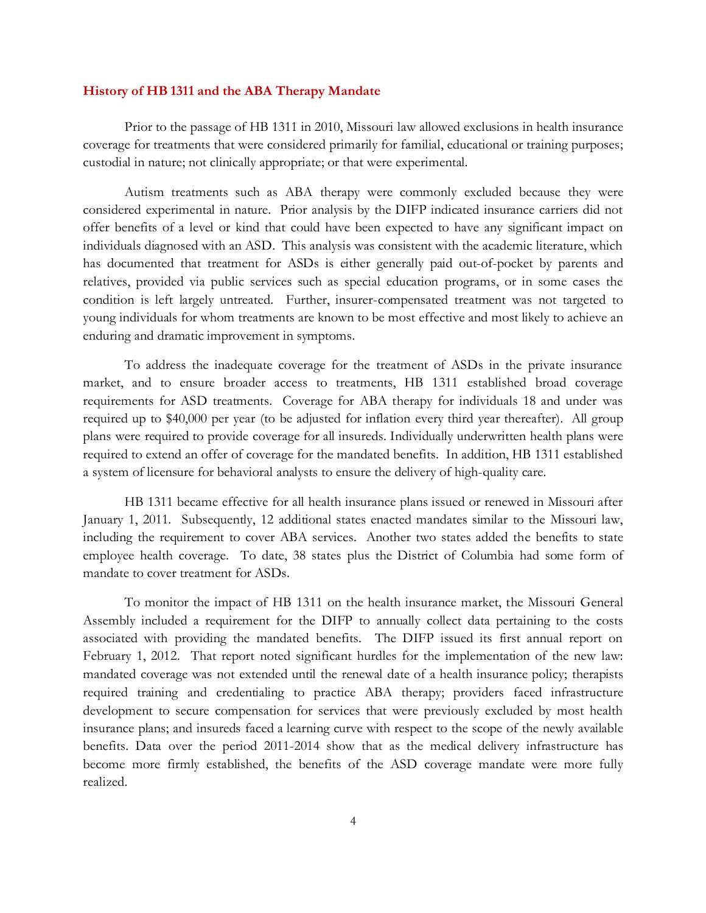## History of HB 1311 and the ABA Therapy Mandate

Prior to the passage of HB 1311 in 2010, Missouri law allowed exclusions in health insurance coverage for treatments that were considered primarily for familial, educational or training purposes; custodial in nature; not clinically appropriate; or that were experimental.

Autism treatments such as ABA therapy were commonly excluded because they were considered experimental in nature. Prior analysis by the DIFP indicated insurance carriers did not offer benefits of a level or kind that could have been expected to have any significant impact on individuals diagnosed with an ASD. This analysis was consistent with the academic literature, which has documented that treatment for ASDs is either generally paid out-of-pocket by parents and relatives, provided via public services such as special education programs, or in some cases the condition is left largely untreated. Further, insurer-compensated treatment was not targeted to young individuals for whom treatments are known to be most effective and most likely to achieve an enduring and dramatic improvement in symptoms.

To address the inadequate coverage for the treatment of ASDs in the private insurance market, and to ensure broader access to treatments, HB 1311 established broad coverage requirements for ASD treatments. Coverage for ABA therapy for individuals 18 and under was required up to $40,000 per year (to be adjusted for inflation every third year thereafter). All group plans were required to provide coverage for all insureds. Individually underwritten health plans were required to extend an offer of coverage for the mandated benefits. In addition, HB 1311 established a system of licensure for behavioral analysts to ensure the delivery of high-quality care.

HB 1311 became effective for all health insurance plans issued or renewed in Missouri after January 1, 2011. Subsequently, 12 additional states enacted mandates similar to the Missouri law, including the requirement to cover ABA services. Another two states added the benefits to state employee health coverage. To date, 38 states plus the District of Columbia had some form of mandate to cover treatment for ASDs.

To monitor the impact of HB 1311 on the health insurance market, the Missouri General Assembly included a requirement for the DIFP to annually collect data pertaining to the costs associated with providing the mandated benefits. The DIFP issued its first annual report on February 1, 2012. That report noted significant hurdles for the implementation of the new law: mandated coverage was not extended until the renewal date of a health insurance policy; therapists required training and credentialing to practice ABA therapy; providers faced infrastructure development to secure compensation for services that were previously excluded by most health insurance plans; and insureds faced a learning curve with respect to the scope of the newly available benefits. Data over the period 2011-2014 show that as the medical delivery infrastructure has become more firmly established, the benefits of the ASD coverage mandate were more fully realized.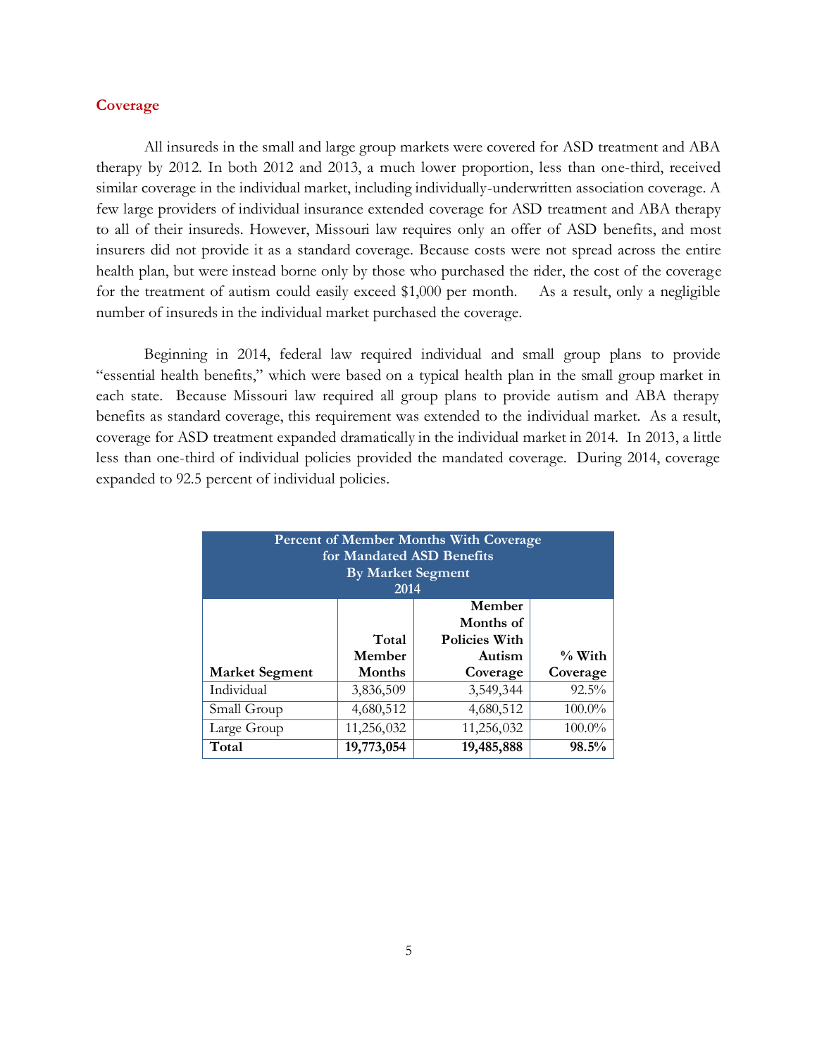## Coverage

All insureds in the small and large group markets were covered for ASD treatment and ABA therapy by 2012. In both 2012 and 2013, a much lower proportion, less than one-third, received similar coverage in the individual market, including individually-underwritten association coverage. A few large providers of individual insurance extended coverage for ASD treatment and ABA therapy to all of their insureds. However, Missouri law requires only an offer of ASD benefits, and most insurers did not provide it as a standard coverage. Because costs were not spread across the entire health plan, but were instead borne only by those who purchased the rider, the cost of the coverage for the treatment of autism could easily exceed $1,000 per month. As a result, only a negligible number of insureds in the individual market purchased the coverage.

Beginning in 2014, federal law required individual and small group plans to provide "essential health benefits," which were based on a typical health plan in the small group market in each state. Because Missouri law required all group plans to provide autism and ABA therapy benefits as standard coverage, this requirement was extended to the individual market. As a result, coverage for ASD treatment expanded dramatically in the individual market in 2014. In 2013, a little less than one-third of individual policies provided the mandated coverage. During 2014, coverage expanded to 92.5 percent of individual policies.

**Percent of Member Months With Coverage for Mandated ASD Benefits By Market Segment 2014**

| Market Segment | Total Member Months | Member Months of Policies With Autism Coverage | % With Coverage |
|---|---|---|---|
| Individual | 3,836,509 | 3,549,344 | 92.5% |
| Small Group | 4,680,512 | 4,680,512 | 100.0% |
| Large Group | 11,256,032 | 11,256,032 | 100.0% |
| **Total** | **19,773,054** | **19,485,888** | **98.5%** |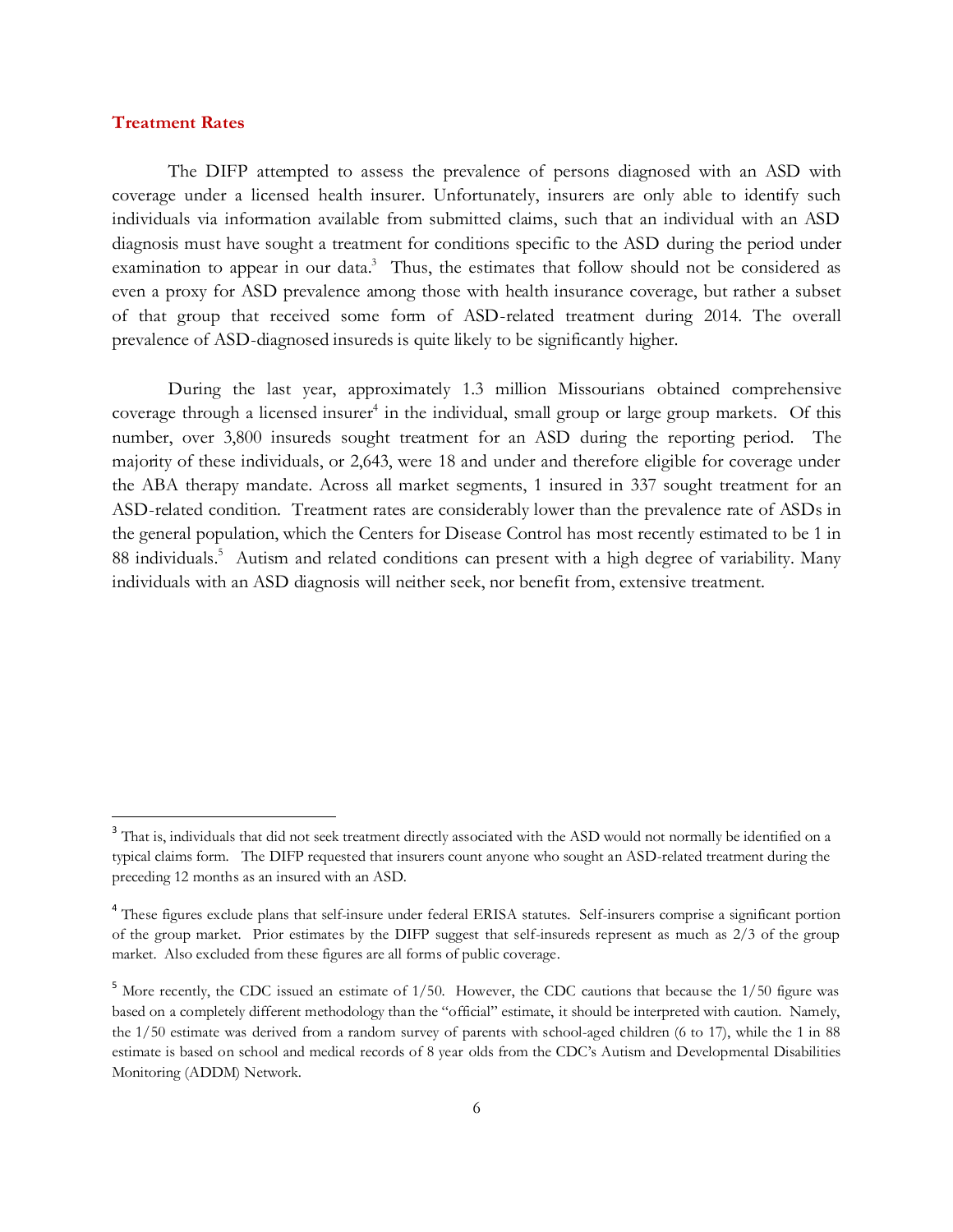## Treatment Rates

The DIFP attempted to assess the prevalence of persons diagnosed with an ASD with coverage under a licensed health insurer. Unfortunately, insurers are only able to identify such individuals via information available from submitted claims, such that an individual with an ASD diagnosis must have sought a treatment for conditions specific to the ASD during the period under examination to appear in our data.[3] Thus, the estimates that follow should not be considered as even a proxy for ASD prevalence among those with health insurance coverage, but rather a subset of that group that received some form of ASD-related treatment during 2014. The overall prevalence of ASD-diagnosed insureds is quite likely to be significantly higher.

During the last year, approximately 1.3 million Missourians obtained comprehensive coverage through a licensed insurer[4] in the individual, small group or large group markets. Of this number, over 3,800 insureds sought treatment for an ASD during the reporting period. The majority of these individuals, or 2,643, were 18 and under and therefore eligible for coverage under the ABA therapy mandate. Across all market segments, 1 insured in 337 sought treatment for an ASD-related condition. Treatment rates are considerably lower than the prevalence rate of ASDs in the general population, which the Centers for Disease Control has most recently estimated to be 1 in 88 individuals.[5] Autism and related conditions can present with a high degree of variability. Many individuals with an ASD diagnosis will neither seek, nor benefit from, extensive treatment.

---

[3] That is, individuals that did not seek treatment directly associated with the ASD would not normally be identified on a typical claims form. The DIFP requested that insurers count anyone who sought an ASD-related treatment during the preceding 12 months as an insured with an ASD.

[4] These figures exclude plans that self-insure under federal ERISA statutes. Self-insurers comprise a significant portion of the group market. Prior estimates by the DIFP suggest that self-insureds represent as much as 2/3 of the group market. Also excluded from these figures are all forms of public coverage.

[5] More recently, the CDC issued an estimate of 1/50. However, the CDC cautions that because the 1/50 figure was based on a completely different methodology than the "official" estimate, it should be interpreted with caution. Namely, the 1/50 estimate was derived from a random survey of parents with school-aged children (6 to 17), while the 1 in 88 estimate is based on school and medical records of 8 year olds from the CDC's Autism and Developmental Disabilities Monitoring (ADDM) Network.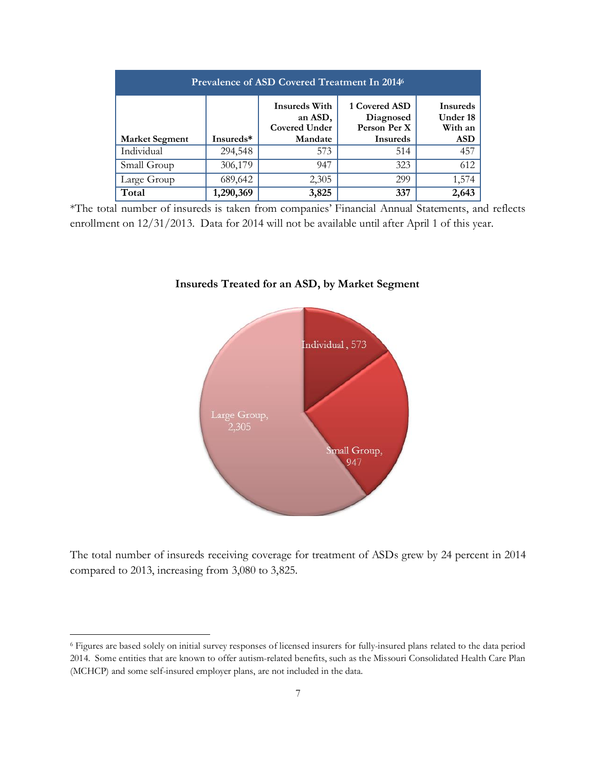| Prevalence of ASD Covered Treatment In 2014[6] | | | | |
|---|---|---|---|---|
| **Market Segment** | **Insureds*** | **Insureds With an ASD, Covered Under Mandate** | **1 Covered ASD Diagnosed Person Per X Insureds** | **Insureds Under 18 With an ASD** |
| Individual | 294,548 | 573 | 514 | 457 |
| Small Group | 306,179 | 947 | 323 | 612 |
| Large Group | 689,642 | 2,305 | 299 | 1,574 |
| **Total** | **1,290,369** | **3,825** | **337** | **2,643** |

*The total number of insureds is taken from companies' Financial Annual Statements, and reflects enrollment on 12/31/2013. Data for 2014 will not be available until after April 1 of this year.

**Insureds Treated for an ASD, by Market Segment**

Individual , 573

Small Group, 947

Large Group, 2,305

The total number of insureds receiving coverage for treatment of ASDs grew by 24 percent in 2014 compared to 2013, increasing from 3,080 to 3,825.

[6] Figures are based solely on initial survey responses of licensed insurers for fully-insured plans related to the data period 2014. Some entities that are known to offer autism-related benefits, such as the Missouri Consolidated Health Care Plan (MCHCP) and some self-insured employer plans, are not included in the data.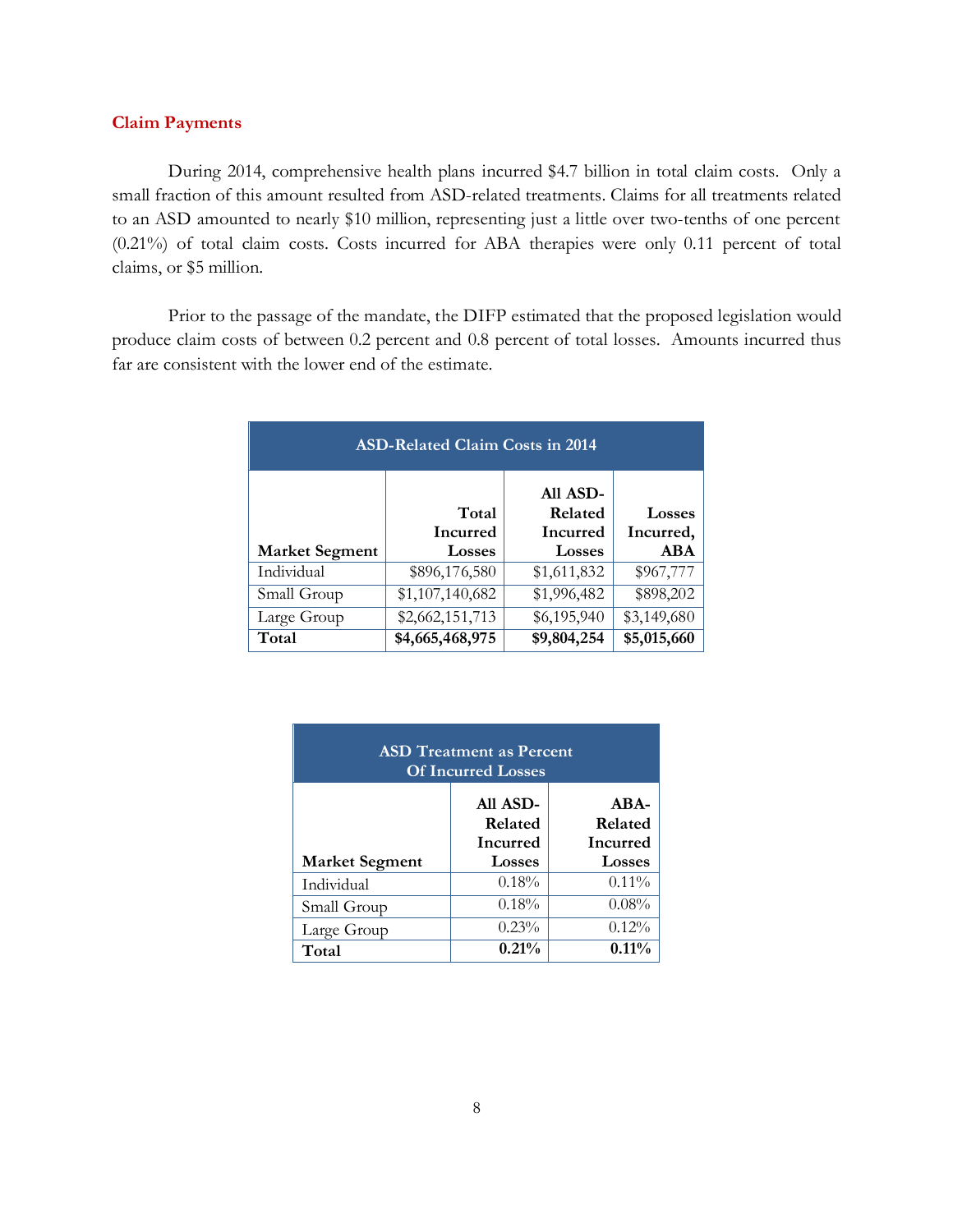## Claim Payments

During 2014, comprehensive health plans incurred $4.7 billion in total claim costs. Only a small fraction of this amount resulted from ASD-related treatments. Claims for all treatments related to an ASD amounted to nearly $10 million, representing just a little over two-tenths of one percent (0.21%) of total claim costs. Costs incurred for ABA therapies were only 0.11 percent of total claims, or $5 million.

Prior to the passage of the mandate, the DIFP estimated that the proposed legislation would produce claim costs of between 0.2 percent and 0.8 percent of total losses. Amounts incurred thus far are consistent with the lower end of the estimate.

| ASD-Related Claim Costs in 2014 | | | |
|---|---|---|---|
| **Market Segment** | **Total Incurred Losses** | **All ASD-Related Incurred Losses** | **Losses Incurred, ABA** |
| Individual | $896,176,580 | $1,611,832 | $967,777 |
| Small Group | $1,107,140,682 | $1,996,482 | $898,202 |
| Large Group | $2,662,151,713 | $6,195,940 | $3,149,680 |
| **Total** | **$4,665,468,975** | **$9,804,254** | **$5,015,660** |

| ASD Treatment as Percent Of Incurred Losses | | |
|---|---|---|
| **Market Segment** | **All ASD-Related Incurred Losses** | **ABA-Related Incurred Losses** |
| Individual | 0.18% | 0.11% |
| Small Group | 0.18% | 0.08% |
| Large Group | 0.23% | 0.12% |
| **Total** | **0.21%** | **0.11%** |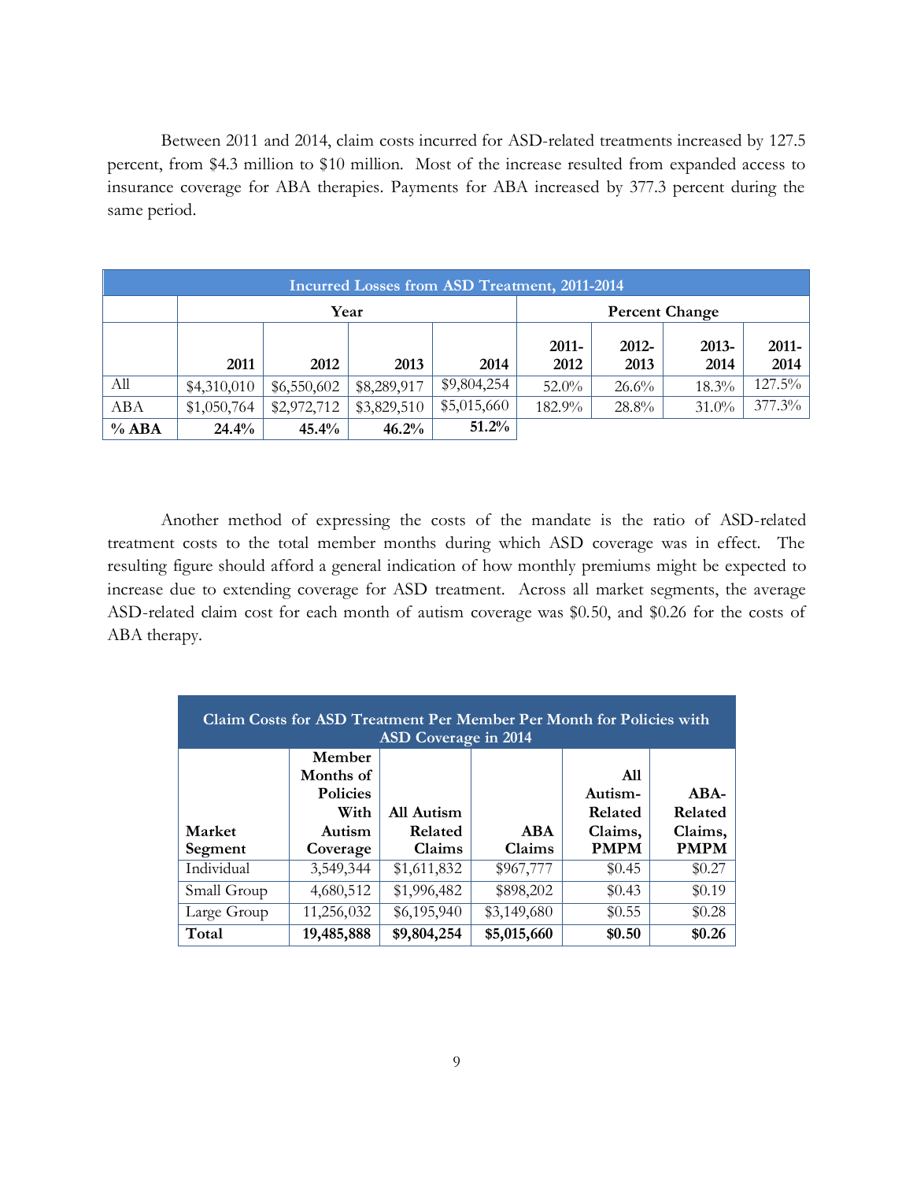Between 2011 and 2014, claim costs incurred for ASD-related treatments increased by 127.5 percent, from $4.3 million to $10 million. Most of the increase resulted from expanded access to insurance coverage for ABA therapies. Payments for ABA increased by 377.3 percent during the same period.

| Incurred Losses from ASD Treatment, 2011-2014 | | | | | | | | |
|---|---|---|---|---|---|---|---|---|
| | Year | | | | Percent Change | | | |
| | 2011 | 2012 | 2013 | 2014 | 2011-2012 | 2012-2013 | 2013-2014 | 2011-2014 |
| All | $4,310,010 | $6,550,602 | $8,289,917 | $9,804,254 | 52.0% | 26.6% | 18.3% | 127.5% |
| ABA | $1,050,764 | $2,972,712 | $3,829,510 | $5,015,660 | 182.9% | 28.8% | 31.0% | 377.3% |
| **% ABA** | **24.4%** | **45.4%** | **46.2%** | **51.2%** | | | | |

Another method of expressing the costs of the mandate is the ratio of ASD-related treatment costs to the total member months during which ASD coverage was in effect. The resulting figure should afford a general indication of how monthly premiums might be expected to increase due to extending coverage for ASD treatment. Across all market segments, the average ASD-related claim cost for each month of autism coverage was $0.50, and $0.26 for the costs of ABA therapy.

| Claim Costs for ASD Treatment Per Member Per Month for Policies with ASD Coverage in 2014 | | | | | |
|---|---|---|---|---|---|
| Market Segment | Member Months of Policies With Autism Coverage | All Autism Related Claims | ABA Claims | All Autism-Related Claims, PMPM | ABA-Related Claims, PMPM |
| Individual | 3,549,344 | $1,611,832 | $967,777 | $0.45 | $0.27 |
| Small Group | 4,680,512 | $1,996,482 | $898,202 | $0.43 | $0.19 |
| Large Group | 11,256,032 | $6,195,940 | $3,149,680 | $0.55 | $0.28 |
| **Total** | **19,485,888** | **$9,804,254** | **$5,015,660** | **$0.50** | **$0.26** |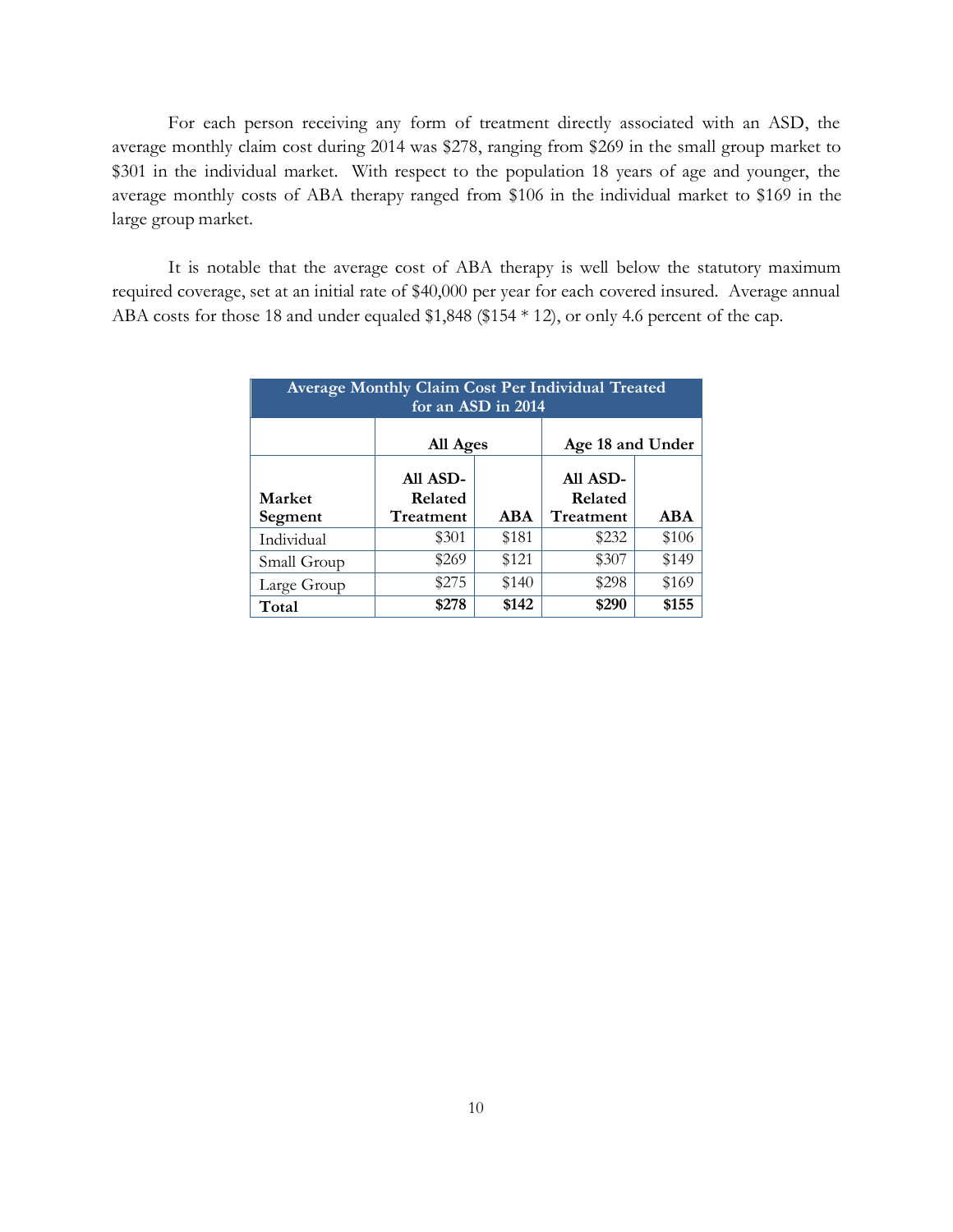For each person receiving any form of treatment directly associated with an ASD, the average monthly claim cost during 2014 was $278, ranging from $269 in the small group market to $301 in the individual market. With respect to the population 18 years of age and younger, the average monthly costs of ABA therapy ranged from $106 in the individual market to $169 in the large group market.

It is notable that the average cost of ABA therapy is well below the statutory maximum required coverage, set at an initial rate of $40,000 per year for each covered insured. Average annual ABA costs for those 18 and under equaled $1,848 ($154 * 12), or only 4.6 percent of the cap.

| Average Monthly Claim Cost Per Individual Treated for an ASD in 2014 | | | | |
|---|---|---|---|---|
| | All Ages | | Age 18 and Under | |
| **Market Segment** | **All ASD-Related Treatment** | **ABA** | **All ASD-Related Treatment** | **ABA** |
| Individual | $301 | $181 | $232 | $106 |
| Small Group | $269 | $121 | $307 | $149 |
| Large Group | $275 | $140 | $298 | $169 |
| **Total** | **$278** | **$142** | **$290** | **$155** |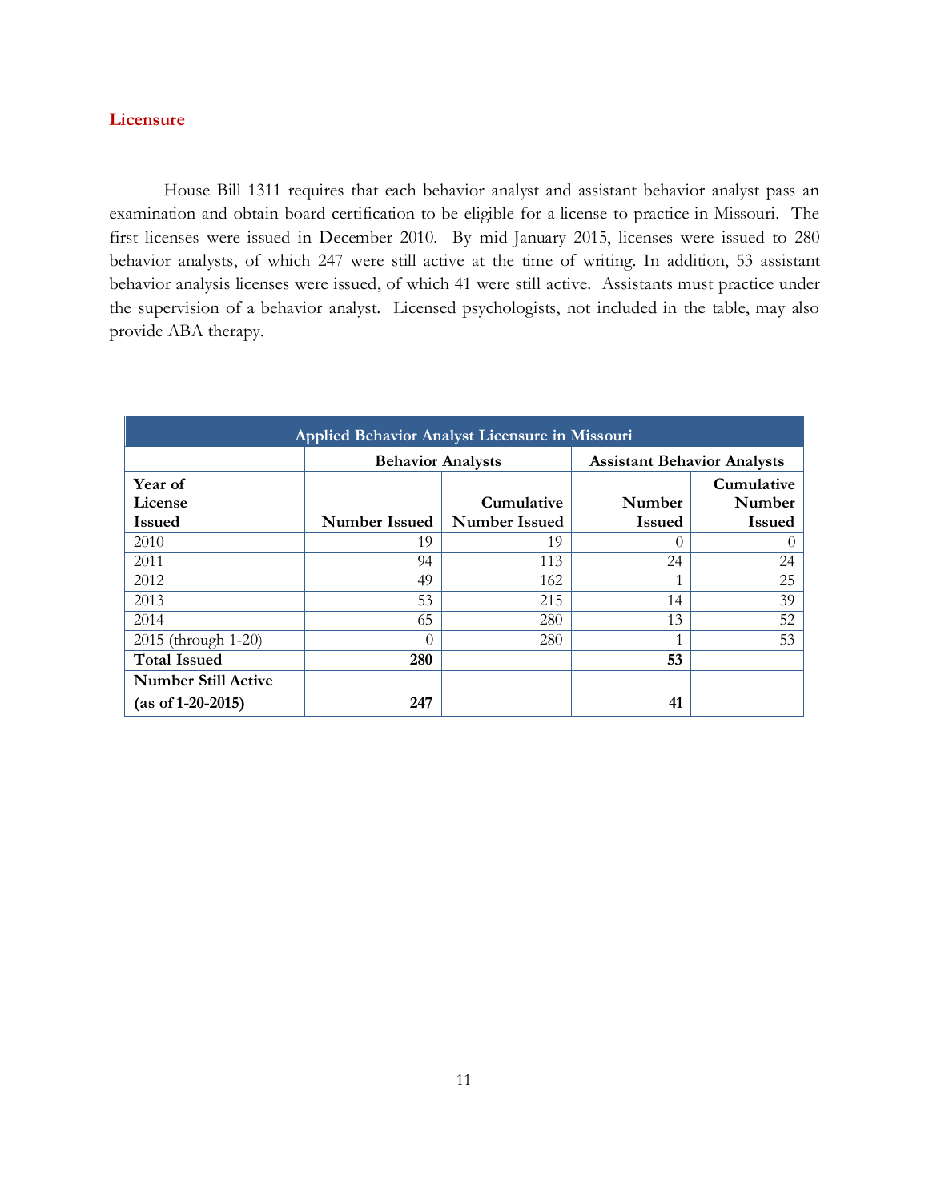## Licensure

House Bill 1311 requires that each behavior analyst and assistant behavior analyst pass an examination and obtain board certification to be eligible for a license to practice in Missouri. The first licenses were issued in December 2010. By mid-January 2015, licenses were issued to 280 behavior analysts, of which 247 were still active at the time of writing. In addition, 53 assistant behavior analysis licenses were issued, of which 41 were still active. Assistants must practice under the supervision of a behavior analyst. Licensed psychologists, not included in the table, may also provide ABA therapy.

| Applied Behavior Analyst Licensure in Missouri | | | | |
|---|---|---|---|---|
| | **Behavior Analysts** | | **Assistant Behavior Analysts** | |
| **Year of License Issued** | **Number Issued** | **Cumulative Number Issued** | **Number Issued** | **Cumulative Number Issued** |
| 2010 | 19 | 19 | 0 | 0 |
| 2011 | 94 | 113 | 24 | 24 |
| 2012 | 49 | 162 | 1 | 25 |
| 2013 | 53 | 215 | 14 | 39 |
| 2014 | 65 | 280 | 13 | 52 |
| 2015 (through 1-20) | 0 | 280 | 1 | 53 |
| **Total Issued** | **280** | | **53** | |
| **Number Still Active (as of 1-20-2015)** | **247** | | **41** | |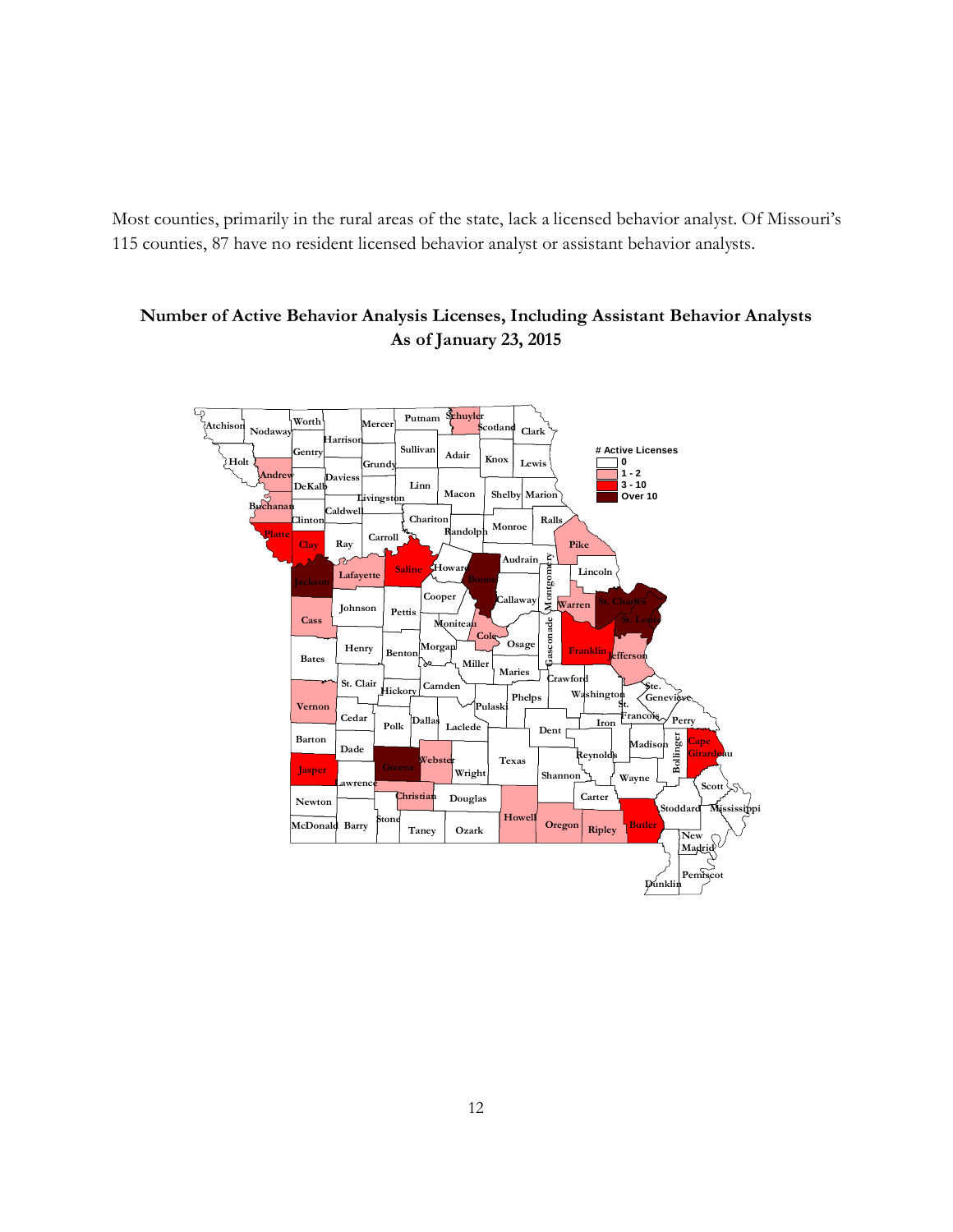Most counties, primarily in the rural areas of the state, lack a licensed behavior analyst. Of Missouri's 115 counties, 87 have no resident licensed behavior analyst or assistant behavior analysts.

**Number of Active Behavior Analysis Licenses, Including Assistant Behavior Analysts As of January 23, 2015**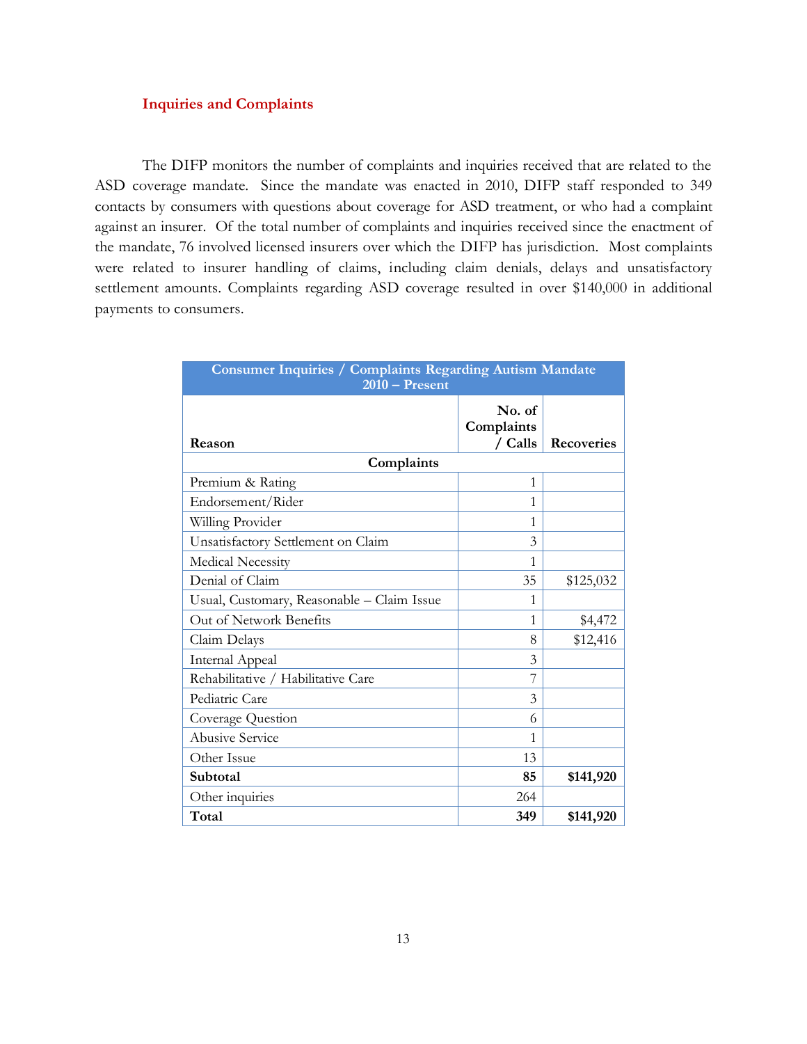## Inquiries and Complaints

The DIFP monitors the number of complaints and inquiries received that are related to the ASD coverage mandate. Since the mandate was enacted in 2010, DIFP staff responded to 349 contacts by consumers with questions about coverage for ASD treatment, or who had a complaint against an insurer. Of the total number of complaints and inquiries received since the enactment of the mandate, 76 involved licensed insurers over which the DIFP has jurisdiction. Most complaints were related to insurer handling of claims, including claim denials, delays and unsatisfactory settlement amounts. Complaints regarding ASD coverage resulted in over $140,000 in additional payments to consumers.

| Consumer Inquiries / Complaints Regarding Autism Mandate 2010 – Present | | |
|---|---|---|
| **Reason** | **No. of Complaints / Calls** | **Recoveries** |
| **Complaints** | | |
| Premium & Rating | 1 | |
| Endorsement/Rider | 1 | |
| Willing Provider | 1 | |
| Unsatisfactory Settlement on Claim | 3 | |
| Medical Necessity | 1 | |
| Denial of Claim | 35 | $125,032 |
| Usual, Customary, Reasonable – Claim Issue | 1 | |
| Out of Network Benefits | 1 | $4,472 |
| Claim Delays | 8 | $12,416 |
| Internal Appeal | 3 | |
| Rehabilitative / Habilitative Care | 7 | |
| Pediatric Care | 3 | |
| Coverage Question | 6 | |
| Abusive Service | 1 | |
| Other Issue | 13 | |
| **Subtotal** | **85** | **$141,920** |
| Other inquiries | 264 | |
| **Total** | **349** | **$141,920** |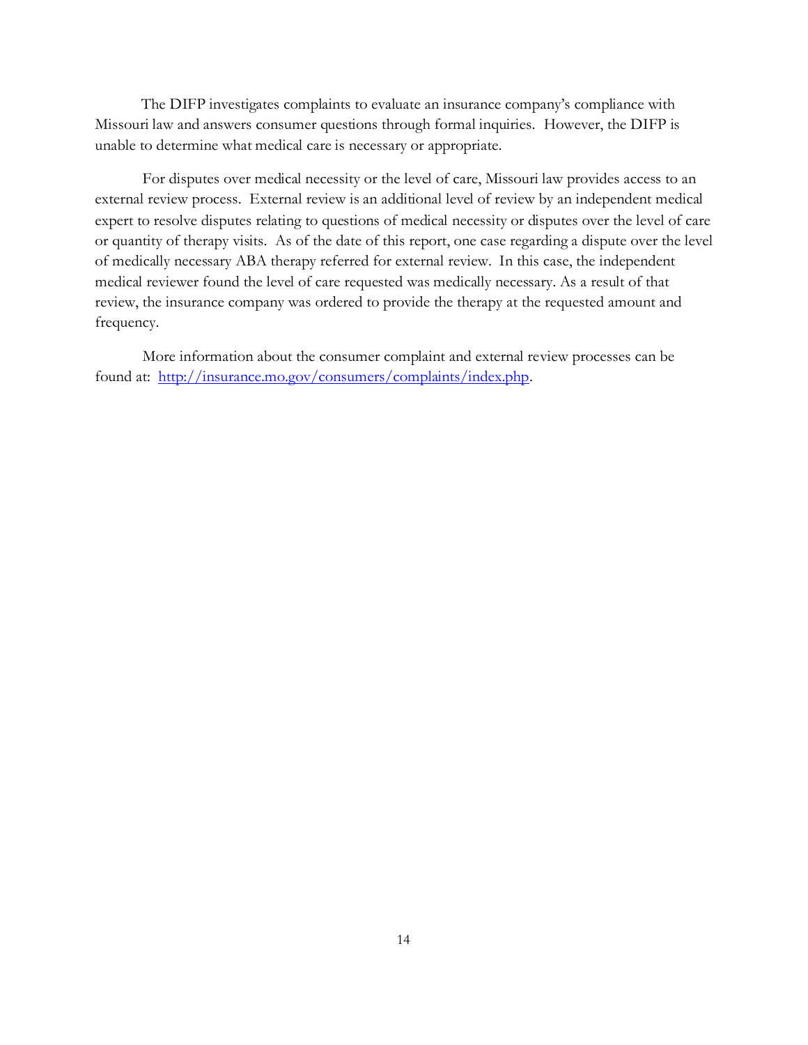The DIFP investigates complaints to evaluate an insurance company's compliance with Missouri law and answers consumer questions through formal inquiries. However, the DIFP is unable to determine what medical care is necessary or appropriate.

For disputes over medical necessity or the level of care, Missouri law provides access to an external review process. External review is an additional level of review by an independent medical expert to resolve disputes relating to questions of medical necessity or disputes over the level of care or quantity of therapy visits. As of the date of this report, one case regarding a dispute over the level of medically necessary ABA therapy referred for external review. In this case, the independent medical reviewer found the level of care requested was medically necessary. As a result of that review, the insurance company was ordered to provide the therapy at the requested amount and frequency.

More information about the consumer complaint and external review processes can be found at: [http://insurance.mo.gov/consumers/complaints/index.php](http://insurance.mo.gov/consumers/complaints/index.php).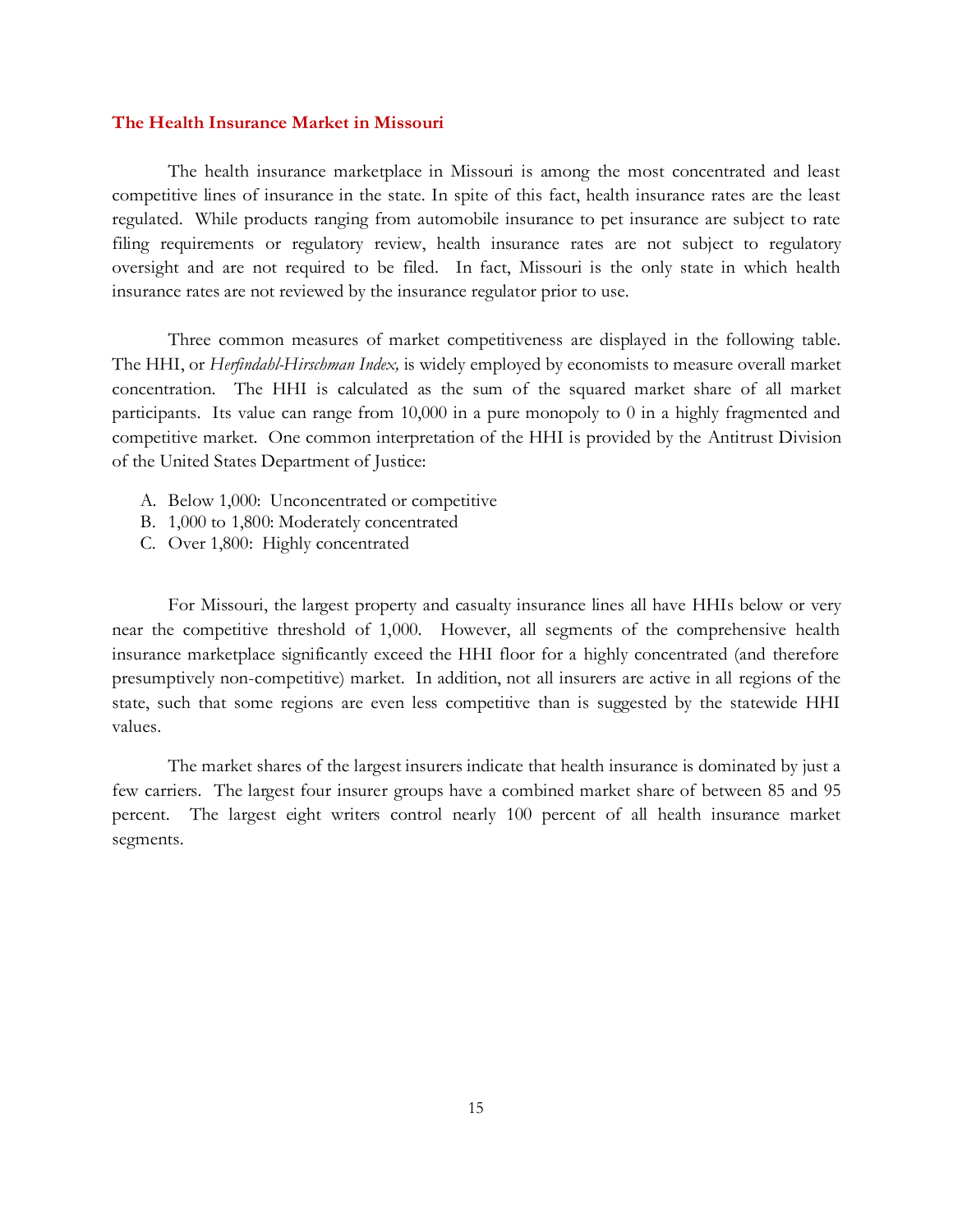## The Health Insurance Market in Missouri

The health insurance marketplace in Missouri is among the most concentrated and least competitive lines of insurance in the state. In spite of this fact, health insurance rates are the least regulated. While products ranging from automobile insurance to pet insurance are subject to rate filing requirements or regulatory review, health insurance rates are not subject to regulatory oversight and are not required to be filed. In fact, Missouri is the only state in which health insurance rates are not reviewed by the insurance regulator prior to use.

Three common measures of market competitiveness are displayed in the following table. The HHI, or *Herfindahl-Hirschman Index,* is widely employed by economists to measure overall market concentration. The HHI is calculated as the sum of the squared market share of all market participants. Its value can range from 10,000 in a pure monopoly to 0 in a highly fragmented and competitive market. One common interpretation of the HHI is provided by the Antitrust Division of the United States Department of Justice:

A. Below 1,000: Unconcentrated or competitive
B. 1,000 to 1,800: Moderately concentrated
C. Over 1,800: Highly concentrated

For Missouri, the largest property and casualty insurance lines all have HHIs below or very near the competitive threshold of 1,000. However, all segments of the comprehensive health insurance marketplace significantly exceed the HHI floor for a highly concentrated (and therefore presumptively non-competitive) market. In addition, not all insurers are active in all regions of the state, such that some regions are even less competitive than is suggested by the statewide HHI values.

The market shares of the largest insurers indicate that health insurance is dominated by just a few carriers. The largest four insurer groups have a combined market share of between 85 and 95 percent. The largest eight writers control nearly 100 percent of all health insurance market segments.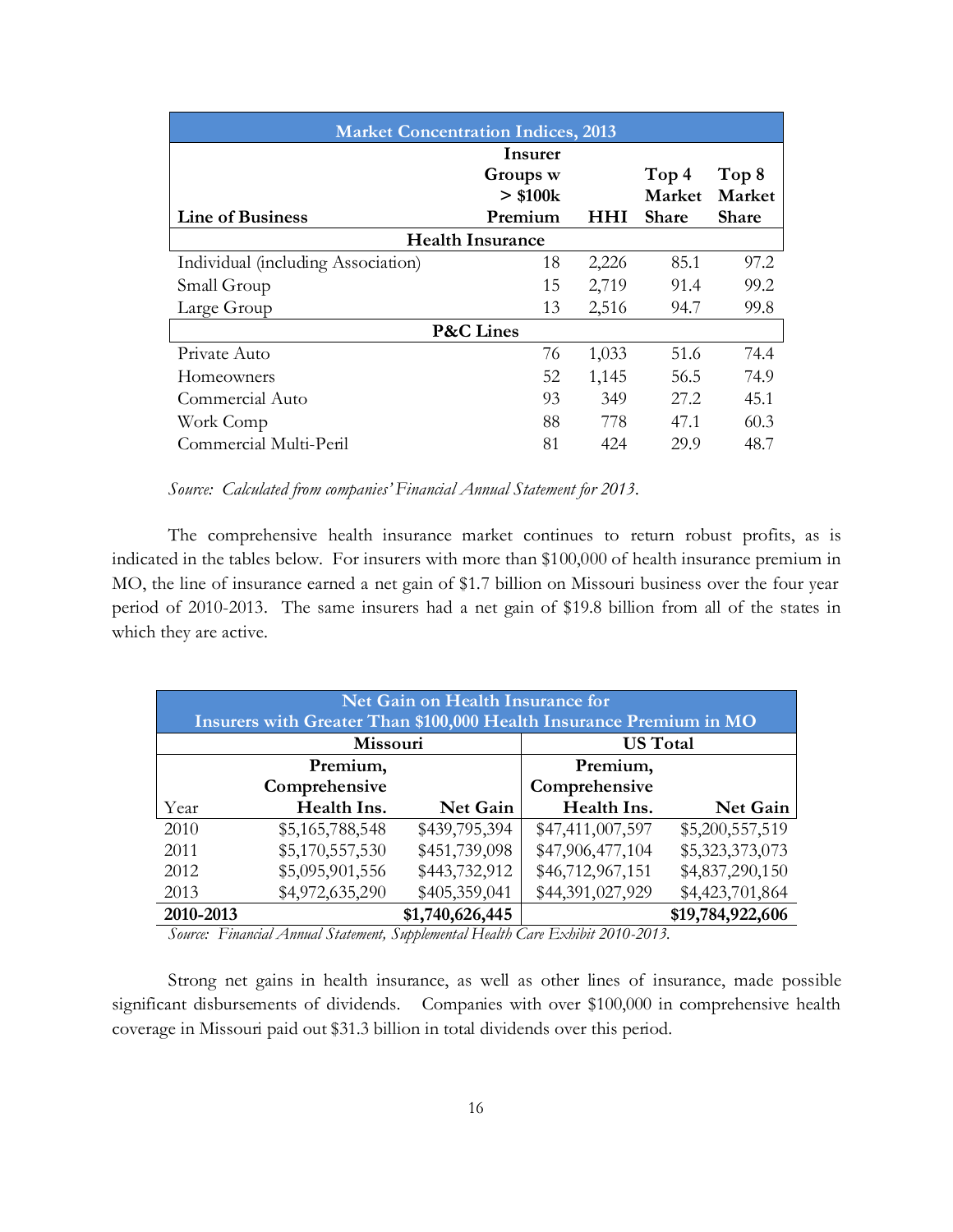| Market Concentration Indices, 2013 | | | | |
|---|---|---|---|---|
| **Line of Business** | **Insurer Groups w > $100k Premium** | **HHI** | **Top 4 Market Share** | **Top 8 Market Share** |
| **Health Insurance** | | | | |
| Individual (including Association) | 18 | 2,226 | 85.1 | 97.2 |
| Small Group | 15 | 2,719 | 91.4 | 99.2 |
| Large Group | 13 | 2,516 | 94.7 | 99.8 |
| **P&C Lines** | | | | |
| Private Auto | 76 | 1,033 | 51.6 | 74.4 |
| Homeowners | 52 | 1,145 | 56.5 | 74.9 |
| Commercial Auto | 93 | 349 | 27.2 | 45.1 |
| Work Comp | 88 | 778 | 47.1 | 60.3 |
| Commercial Multi-Peril | 81 | 424 | 29.9 | 48.7 |

*Source: Calculated from companies' Financial Annual Statement for 2013.*

The comprehensive health insurance market continues to return robust profits, as is indicated in the tables below. For insurers with more than $100,000 of health insurance premium in MO, the line of insurance earned a net gain of $1.7 billion on Missouri business over the four year period of 2010-2013. The same insurers had a net gain of $19.8 billion from all of the states in which they are active.

| Net Gain on Health Insurance for Insurers with Greater Than $100,000 Health Insurance Premium in MO | | | | |
|---|---|---|---|---|
| | **Missouri** | | **US Total** | |
| Year | **Premium, Comprehensive Health Ins.** | **Net Gain** | **Premium, Comprehensive Health Ins.** | **Net Gain** |
| 2010 | $5,165,788,548 | $439,795,394 | $47,411,007,597 | $5,200,557,519 |
| 2011 | $5,170,557,530 | $451,739,098 | $47,906,477,104 | $5,323,373,073 |
| 2012 | $5,095,901,556 | $443,732,912 | $46,712,967,151 | $4,837,290,150 |
| 2013 | $4,972,635,290 | $405,359,041 | $44,391,027,929 | $4,423,701,864 |
| **2010-2013** | | **$1,740,626,445** | | **$19,784,922,606** |

*Source: Financial Annual Statement, Supplemental Health Care Exhibit 2010-2013.*

Strong net gains in health insurance, as well as other lines of insurance, made possible significant disbursements of dividends. Companies with over $100,000 in comprehensive health coverage in Missouri paid out $31.3 billion in total dividends over this period.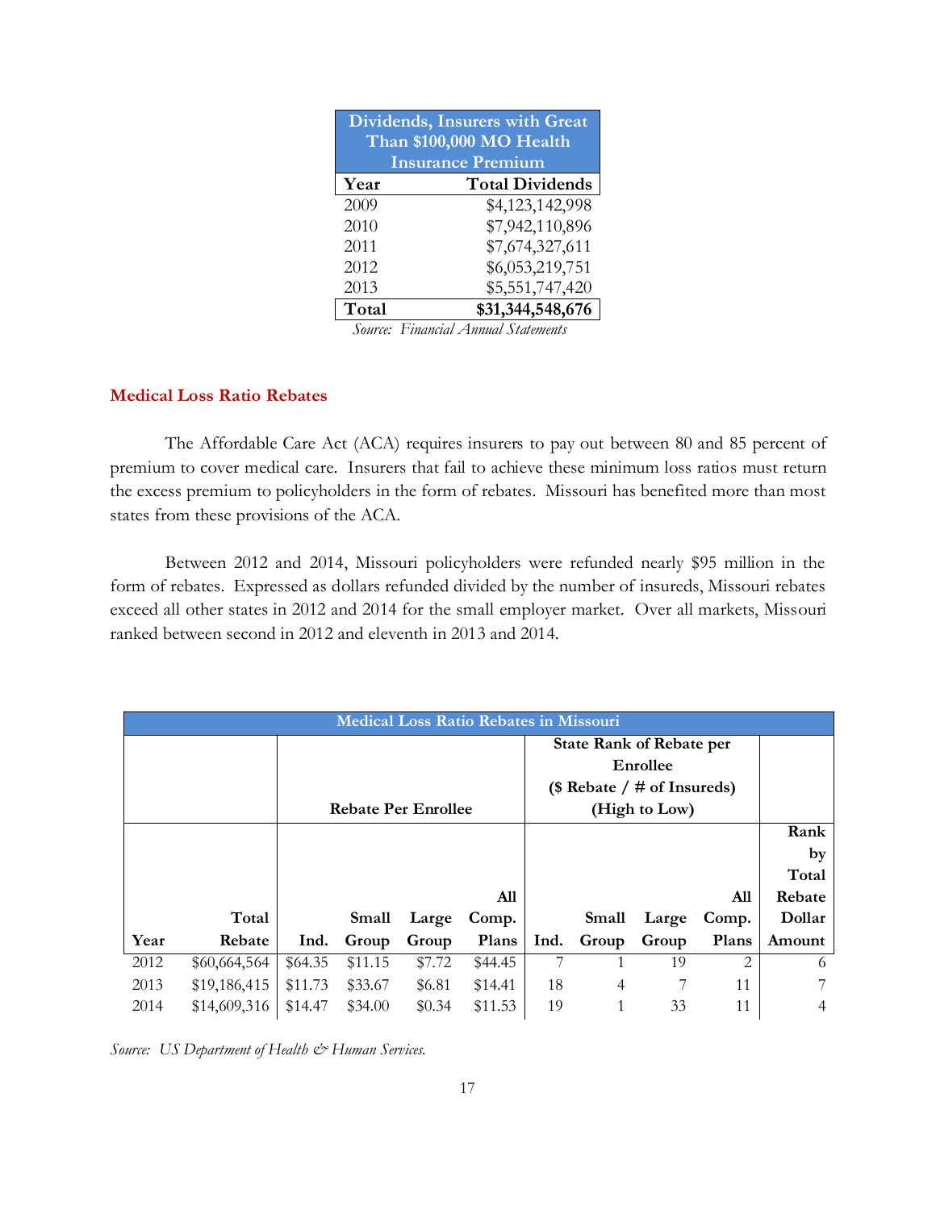| Dividends, Insurers with Great Than $100,000 MO Health Insurance Premium | |
|---|---|
| **Year** | **Total Dividends** |
| 2009 | $4,123,142,998 |
| 2010 | $7,942,110,896 |
| 2011 | $7,674,327,611 |
| 2012 | $6,053,219,751 |
| 2013 | $5,551,747,420 |
| **Total** | **$31,344,548,676** |

*Source: Financial Annual Statements*

## Medical Loss Ratio Rebates

The Affordable Care Act (ACA) requires insurers to pay out between 80 and 85 percent of premium to cover medical care. Insurers that fail to achieve these minimum loss ratios must return the excess premium to policyholders in the form of rebates. Missouri has benefited more than most states from these provisions of the ACA.

Between 2012 and 2014, Missouri policyholders were refunded nearly $95 million in the form of rebates. Expressed as dollars refunded divided by the number of insureds, Missouri rebates exceed all other states in 2012 and 2014 for the small employer market. Over all markets, Missouri ranked between second in 2012 and eleventh in 2013 and 2014.

| Medical Loss Ratio Rebates in Missouri | | | | | | | | | | |
|---|---|---|---|---|---|---|---|---|---|---|
| | | **Rebate Per Enrollee** | | | | **State Rank of Rebate per Enrollee ($ Rebate / # of Insureds) (High to Low)** | | | | |
| **Year** | **Total Rebate** | **Ind.** | **Small Group** | **Large Group** | **All Comp. Plans** | **Ind.** | **Small Group** | **Large Group** | **All Comp. Plans** | **Rank by Total Rebate Dollar Amount** |
| 2012 | $60,664,564 | $64.35 | $11.15 | $7.72 | $44.45 | 7 | 1 | 19 | 2 | 6 |
| 2013 | $19,186,415 | $11.73 | $33.67 | $6.81 | $14.41 | 18 | 4 | 7 | 11 | 7 |
| 2014 | $14,609,316 | $14.47 | $34.00 | $0.34 | $11.53 | 19 | 1 | 33 | 11 | 4 |

*Source: US Department of Health & Human Services.*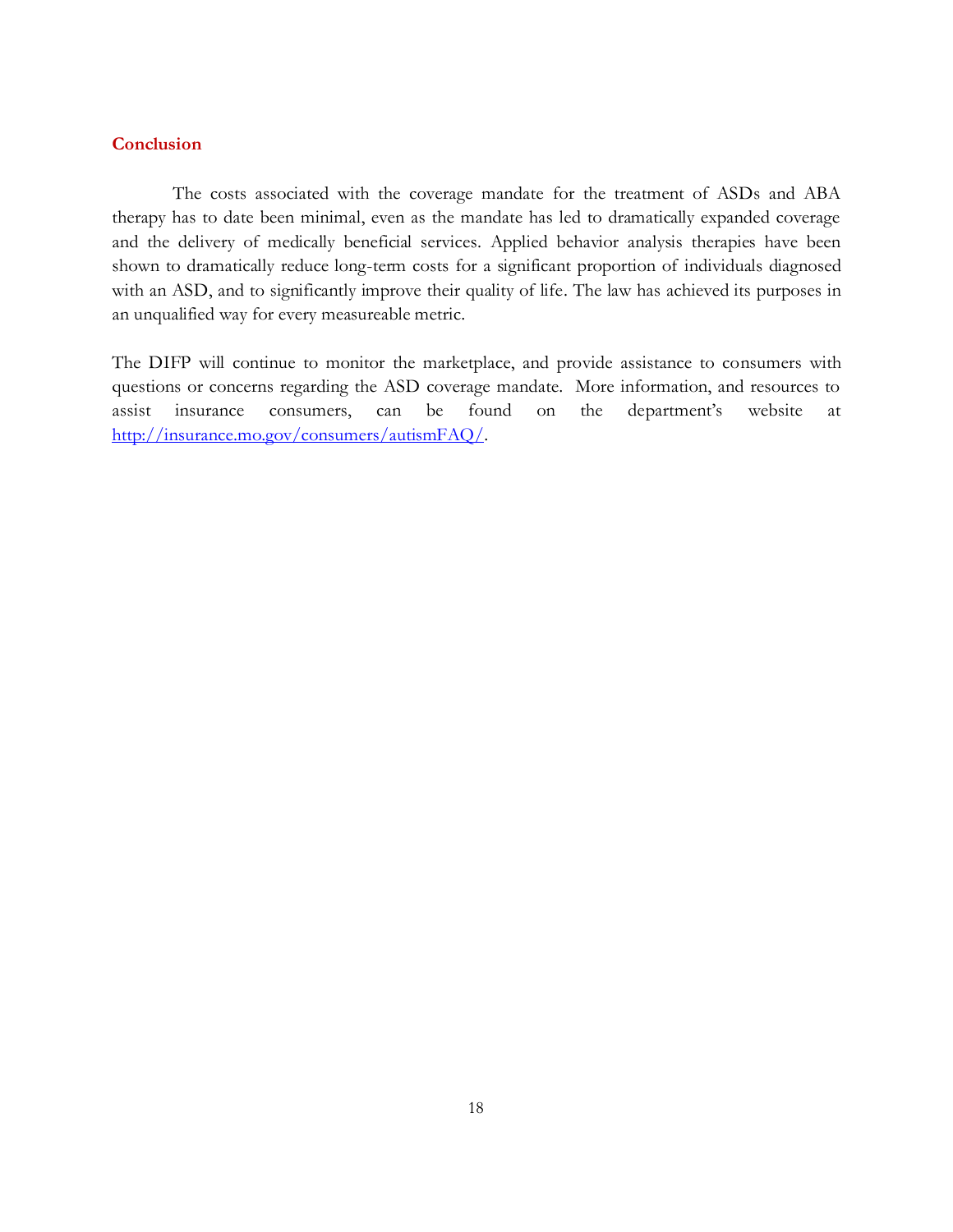## Conclusion

The costs associated with the coverage mandate for the treatment of ASDs and ABA therapy has to date been minimal, even as the mandate has led to dramatically expanded coverage and the delivery of medically beneficial services. Applied behavior analysis therapies have been shown to dramatically reduce long-term costs for a significant proportion of individuals diagnosed with an ASD, and to significantly improve their quality of life. The law has achieved its purposes in an unqualified way for every measureable metric.

The DIFP will continue to monitor the marketplace, and provide assistance to consumers with questions or concerns regarding the ASD coverage mandate. More information, and resources to assist insurance consumers, can be found on the department's website at [http://insurance.mo.gov/consumers/autismFAQ/](http://insurance.mo.gov/consumers/autismFAQ/).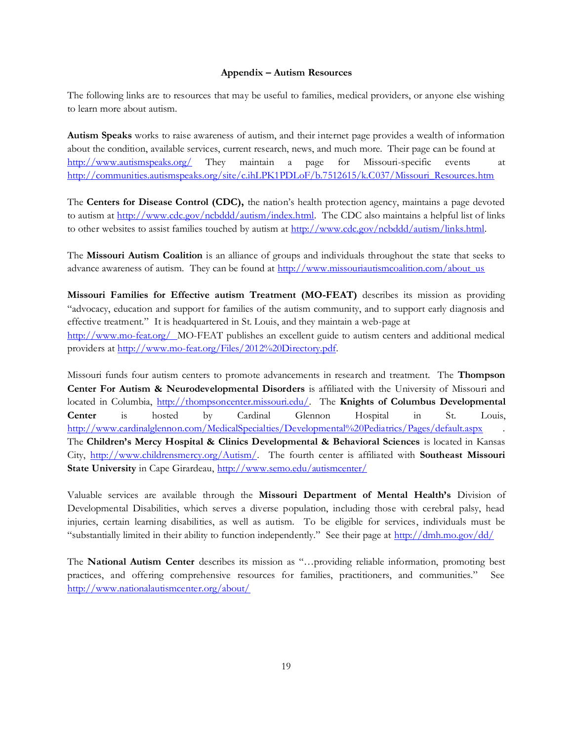## Appendix – Autism Resources

The following links are to resources that may be useful to families, medical providers, or anyone else wishing to learn more about autism.

**Autism Speaks** works to raise awareness of autism, and their internet page provides a wealth of information about the condition, available services, current research, news, and much more. Their page can be found at http://www.autismspeaks.org/ They maintain a page for Missouri-specific events at http://communities.autismspeaks.org/site/c.ihLPK1PDLoF/b.7512615/k.C037/Missouri_Resources.htm

The **Centers for Disease Control (CDC),** the nation's health protection agency, maintains a page devoted to autism at http://www.cdc.gov/ncbddd/autism/index.html. The CDC also maintains a helpful list of links to other websites to assist families touched by autism at http://www.cdc.gov/ncbddd/autism/links.html.

The **Missouri Autism Coalition** is an alliance of groups and individuals throughout the state that seeks to advance awareness of autism. They can be found at http://www.missouriautismcoalition.com/about_us

**Missouri Families for Effective autism Treatment (MO-FEAT)** describes its mission as providing "advocacy, education and support for families of the autism community, and to support early diagnosis and effective treatment." It is headquartered in St. Louis, and they maintain a web-page at http://www.mo-feat.org/ MO-FEAT publishes an excellent guide to autism centers and additional medical providers at http://www.mo-feat.org/Files/2012%20Directory.pdf.

Missouri funds four autism centers to promote advancements in research and treatment. The **Thompson Center For Autism & Neurodevelopmental Disorders** is affiliated with the University of Missouri and located in Columbia, http://thompsoncenter.missouri.edu/. The **Knights of Columbus Developmental Center** is hosted by Cardinal Glennon Hospital in St. Louis, http://www.cardinalglennon.com/MedicalSpecialties/Developmental%20Pediatrics/Pages/default.aspx . The **Children's Mercy Hospital & Clinics Developmental & Behavioral Sciences** is located in Kansas City, http://www.childrensmercy.org/Autism/. The fourth center is affiliated with **Southeast Missouri State University** in Cape Girardeau, http://www.semo.edu/autismcenter/

Valuable services are available through the **Missouri Department of Mental Health's** Division of Developmental Disabilities, which serves a diverse population, including those with cerebral palsy, head injuries, certain learning disabilities, as well as autism. To be eligible for services, individuals must be "substantially limited in their ability to function independently." See their page at http://dmh.mo.gov/dd/

The **National Autism Center** describes its mission as "…providing reliable information, promoting best practices, and offering comprehensive resources for families, practitioners, and communities." See http://www.nationalautismcenter.org/about/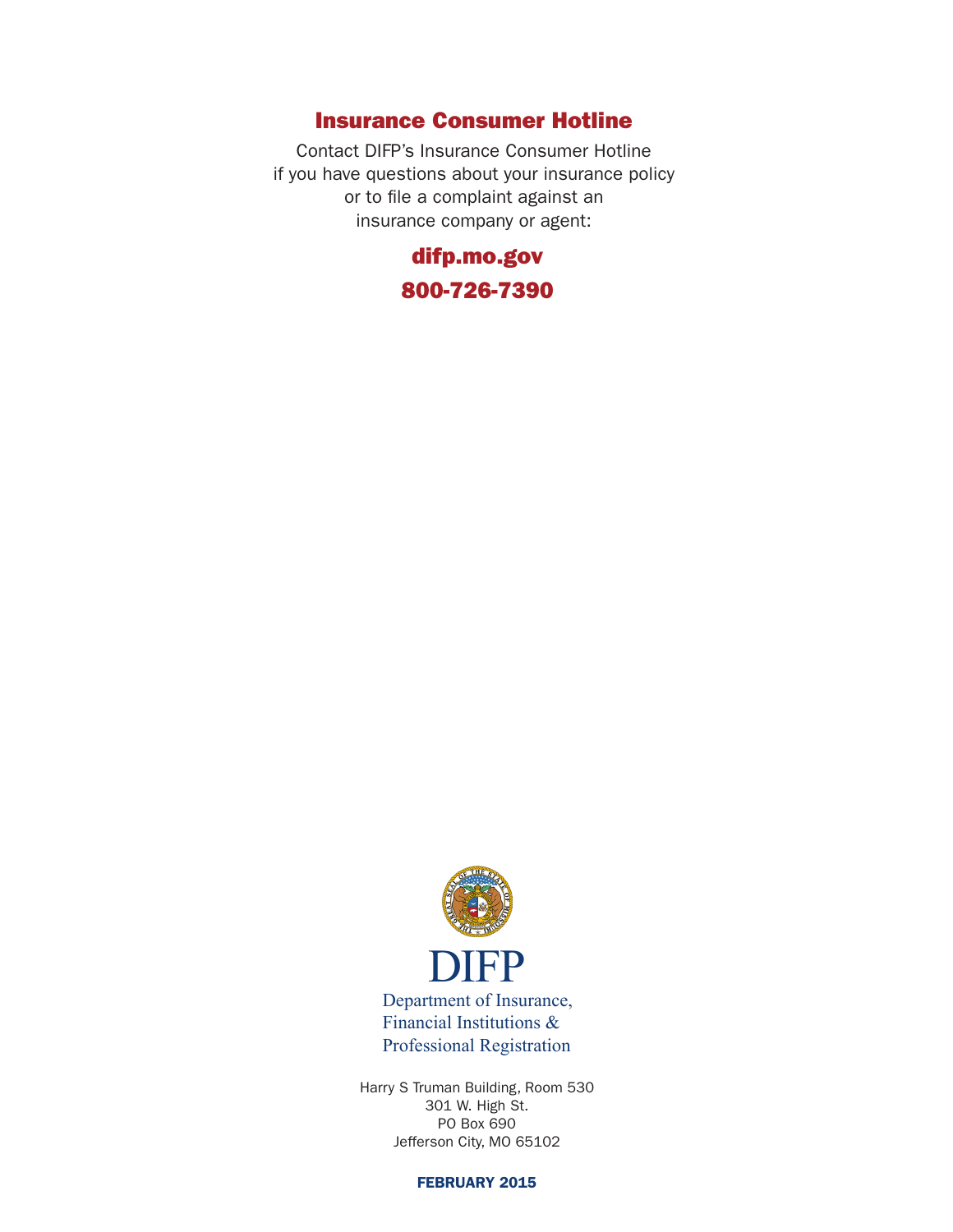## Insurance Consumer Hotline

Contact DIFP's Insurance Consumer Hotline if you have questions about your insurance policy or to file a complaint against an insurance company or agent:

**difp.mo.gov**

**800-726-7390**

DIFP

Department of Insurance, Financial Institutions & Professional Registration

Harry S Truman Building, Room 530
301 W. High St.
PO Box 690
Jefferson City, MO 65102

**FEBRUARY 2015**